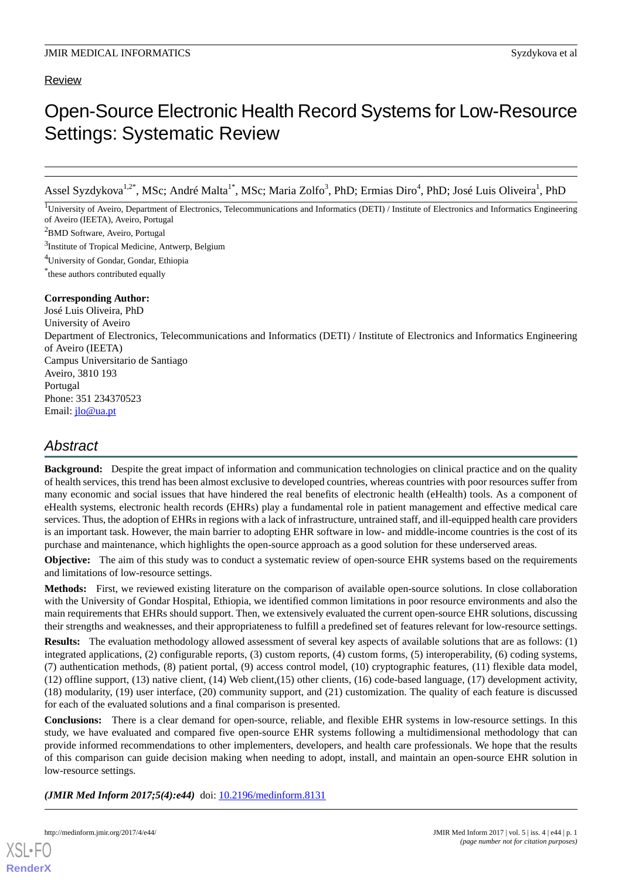Review

# Open-Source Electronic Health Record Systems for Low-Resource Settings: Systematic Review

Assel Syzdykova[1,2*], MSc; André Malta[1*], MSc; Maria Zolfo[3], PhD; Ermias Diro[4], PhD; José Luis Oliveira[1], PhD

[1]University of Aveiro, Department of Electronics, Telecommunications and Informatics (DETI) / Institute of Electronics and Informatics Engineering of Aveiro (IEETA), Aveiro, Portugal

[2]BMD Software, Aveiro, Portugal

[3]Institute of Tropical Medicine, Antwerp, Belgium

[4]University of Gondar, Gondar, Ethiopia

[*]these authors contributed equally

**Corresponding Author:**
José Luis Oliveira, PhD
University of Aveiro
Department of Electronics, Telecommunications and Informatics (DETI) / Institute of Electronics and Informatics Engineering of Aveiro (IEETA)
Campus Universitario de Santiago
Aveiro, 3810 193
Portugal
Phone: 351 234370523
Email: jlo@ua.pt

## Abstract

**Background:** Despite the great impact of information and communication technologies on clinical practice and on the quality of health services, this trend has been almost exclusive to developed countries, whereas countries with poor resources suffer from many economic and social issues that have hindered the real benefits of electronic health (eHealth) tools. As a component of eHealth systems, electronic health records (EHRs) play a fundamental role in patient management and effective medical care services. Thus, the adoption of EHRs in regions with a lack of infrastructure, untrained staff, and ill-equipped health care providers is an important task. However, the main barrier to adopting EHR software in low- and middle-income countries is the cost of its purchase and maintenance, which highlights the open-source approach as a good solution for these underserved areas.

**Objective:** The aim of this study was to conduct a systematic review of open-source EHR systems based on the requirements and limitations of low-resource settings.

**Methods:** First, we reviewed existing literature on the comparison of available open-source solutions. In close collaboration with the University of Gondar Hospital, Ethiopia, we identified common limitations in poor resource environments and also the main requirements that EHRs should support. Then, we extensively evaluated the current open-source EHR solutions, discussing their strengths and weaknesses, and their appropriateness to fulfill a predefined set of features relevant for low-resource settings.

**Results:** The evaluation methodology allowed assessment of several key aspects of available solutions that are as follows: (1) integrated applications, (2) configurable reports, (3) custom reports, (4) custom forms, (5) interoperability, (6) coding systems, (7) authentication methods, (8) patient portal, (9) access control model, (10) cryptographic features, (11) flexible data model, (12) offline support, (13) native client, (14) Web client,(15) other clients, (16) code-based language, (17) development activity, (18) modularity, (19) user interface, (20) community support, and (21) customization. The quality of each feature is discussed for each of the evaluated solutions and a final comparison is presented.

**Conclusions:** There is a clear demand for open-source, reliable, and flexible EHR systems in low-resource settings. In this study, we have evaluated and compared five open-source EHR systems following a multidimensional methodology that can provide informed recommendations to other implementers, developers, and health care professionals. We hope that the results of this comparison can guide decision making when needing to adopt, install, and maintain an open-source EHR solution in low-resource settings.

***(JMIR Med Inform 2017;5(4):e44)*** doi: 10.2196/medinform.8131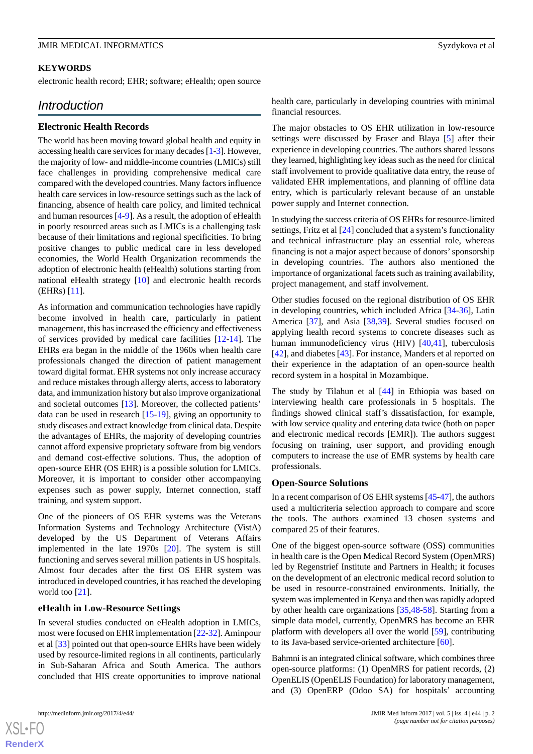**KEYWORDS**

electronic health record; EHR; software; eHealth; open source

## Introduction

### Electronic Health Records

The world has been moving toward global health and equity in accessing health care services for many decades [1-3]. However, the majority of low- and middle-income countries (LMICs) still face challenges in providing comprehensive medical care compared with the developed countries. Many factors influence health care services in low-resource settings such as the lack of financing, absence of health care policy, and limited technical and human resources [4-9]. As a result, the adoption of eHealth in poorly resourced areas such as LMICs is a challenging task because of their limitations and regional specificities. To bring positive changes to public medical care in less developed economies, the World Health Organization recommends the adoption of electronic health (eHealth) solutions starting from national eHealth strategy [10] and electronic health records (EHRs) [11].

As information and communication technologies have rapidly become involved in health care, particularly in patient management, this has increased the efficiency and effectiveness of services provided by medical care facilities [12-14]. The EHRs era began in the middle of the 1960s when health care professionals changed the direction of patient management toward digital format. EHR systems not only increase accuracy and reduce mistakes through allergy alerts, access to laboratory data, and immunization history but also improve organizational and societal outcomes [13]. Moreover, the collected patients' data can be used in research [15-19], giving an opportunity to study diseases and extract knowledge from clinical data. Despite the advantages of EHRs, the majority of developing countries cannot afford expensive proprietary software from big vendors and demand cost-effective solutions. Thus, the adoption of open-source EHR (OS EHR) is a possible solution for LMICs. Moreover, it is important to consider other accompanying expenses such as power supply, Internet connection, staff training, and system support.

One of the pioneers of OS EHR systems was the Veterans Information Systems and Technology Architecture (VistA) developed by the US Department of Veterans Affairs implemented in the late 1970s [20]. The system is still functioning and serves several million patients in US hospitals. Almost four decades after the first OS EHR system was introduced in developed countries, it has reached the developing world too [21].

### eHealth in Low-Resource Settings

In several studies conducted on eHealth adoption in LMICs, most were focused on EHR implementation [22-32]. Aminpour et al [33] pointed out that open-source EHRs have been widely used by resource-limited regions in all continents, particularly in Sub-Saharan Africa and South America. The authors concluded that HIS create opportunities to improve national health care, particularly in developing countries with minimal financial resources.

The major obstacles to OS EHR utilization in low-resource settings were discussed by Fraser and Blaya [5] after their experience in developing countries. The authors shared lessons they learned, highlighting key ideas such as the need for clinical staff involvement to provide qualitative data entry, the reuse of validated EHR implementations, and planning of offline data entry, which is particularly relevant because of an unstable power supply and Internet connection.

In studying the success criteria of OS EHRs for resource-limited settings, Fritz et al [24] concluded that a system's functionality and technical infrastructure play an essential role, whereas financing is not a major aspect because of donors' sponsorship in developing countries. The authors also mentioned the importance of organizational facets such as training availability, project management, and staff involvement.

Other studies focused on the regional distribution of OS EHR in developing countries, which included Africa [34-36], Latin America [37], and Asia [38,39]. Several studies focused on applying health record systems to concrete diseases such as human immunodeficiency virus (HIV) [40,41], tuberculosis [42], and diabetes [43]. For instance, Manders et al reported on their experience in the adaptation of an open-source health record system in a hospital in Mozambique.

The study by Tilahun et al [44] in Ethiopia was based on interviewing health care professionals in 5 hospitals. The findings showed clinical staff's dissatisfaction, for example, with low service quality and entering data twice (both on paper and electronic medical records [EMR]). The authors suggest focusing on training, user support, and providing enough computers to increase the use of EMR systems by health care professionals.

### Open-Source Solutions

In a recent comparison of OS EHR systems [45-47], the authors used a multicriteria selection approach to compare and score the tools. The authors examined 13 chosen systems and compared 25 of their features.

One of the biggest open-source software (OSS) communities in health care is the Open Medical Record System (OpenMRS) led by Regenstrief Institute and Partners in Health; it focuses on the development of an electronic medical record solution to be used in resource-constrained environments. Initially, the system was implemented in Kenya and then was rapidly adopted by other health care organizations [35,48-58]. Starting from a simple data model, currently, OpenMRS has become an EHR platform with developers all over the world [59], contributing to its Java-based service-oriented architecture [60].

Bahmni is an integrated clinical software, which combines three open-source platforms: (1) OpenMRS for patient records, (2) OpenELIS (OpenELIS Foundation) for laboratory management, and (3) OpenERP (Odoo SA) for hospitals' accounting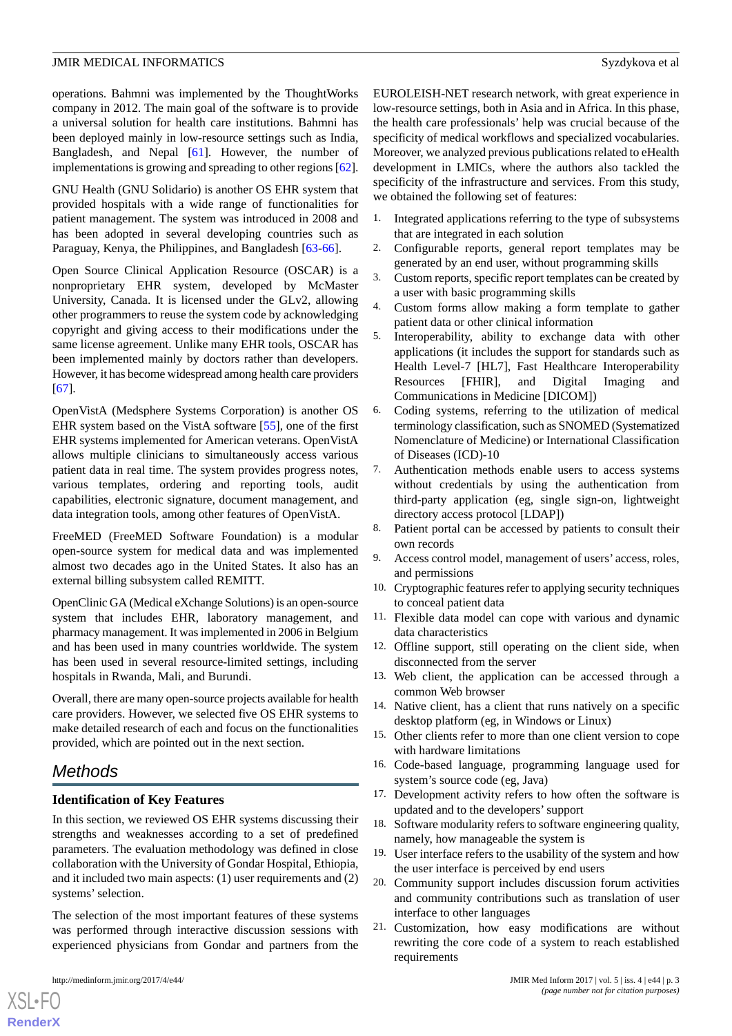operations. Bahmni was implemented by the ThoughtWorks company in 2012. The main goal of the software is to provide a universal solution for health care institutions. Bahmni has been deployed mainly in low-resource settings such as India, Bangladesh, and Nepal [61]. However, the number of implementations is growing and spreading to other regions [62].

GNU Health (GNU Solidario) is another OS EHR system that provided hospitals with a wide range of functionalities for patient management. The system was introduced in 2008 and has been adopted in several developing countries such as Paraguay, Kenya, the Philippines, and Bangladesh [63-66].

Open Source Clinical Application Resource (OSCAR) is a nonproprietary EHR system, developed by McMaster University, Canada. It is licensed under the GLv2, allowing other programmers to reuse the system code by acknowledging copyright and giving access to their modifications under the same license agreement. Unlike many EHR tools, OSCAR has been implemented mainly by doctors rather than developers. However, it has become widespread among health care providers [67].

OpenVistA (Medsphere Systems Corporation) is another OS EHR system based on the VistA software [55], one of the first EHR systems implemented for American veterans. OpenVistA allows multiple clinicians to simultaneously access various patient data in real time. The system provides progress notes, various templates, ordering and reporting tools, audit capabilities, electronic signature, document management, and data integration tools, among other features of OpenVistA.

FreeMED (FreeMED Software Foundation) is a modular open-source system for medical data and was implemented almost two decades ago in the United States. It also has an external billing subsystem called REMITT.

OpenClinic GA (Medical eXchange Solutions) is an open-source system that includes EHR, laboratory management, and pharmacy management. It was implemented in 2006 in Belgium and has been used in many countries worldwide. The system has been used in several resource-limited settings, including hospitals in Rwanda, Mali, and Burundi.

Overall, there are many open-source projects available for health care providers. However, we selected five OS EHR systems to make detailed research of each and focus on the functionalities provided, which are pointed out in the next section.

## Methods

### Identification of Key Features

In this section, we reviewed OS EHR systems discussing their strengths and weaknesses according to a set of predefined parameters. The evaluation methodology was defined in close collaboration with the University of Gondar Hospital, Ethiopia, and it included two main aspects: (1) user requirements and (2) systems' selection.

The selection of the most important features of these systems was performed through interactive discussion sessions with experienced physicians from Gondar and partners from the EUROLEISH-NET research network, with great experience in low-resource settings, both in Asia and in Africa. In this phase, the health care professionals' help was crucial because of the specificity of medical workflows and specialized vocabularies. Moreover, we analyzed previous publications related to eHealth development in LMICs, where the authors also tackled the specificity of the infrastructure and services. From this study, we obtained the following set of features:

1. Integrated applications referring to the type of subsystems that are integrated in each solution
2. Configurable reports, general report templates may be generated by an end user, without programming skills
3. Custom reports, specific report templates can be created by a user with basic programming skills
4. Custom forms allow making a form template to gather patient data or other clinical information
5. Interoperability, ability to exchange data with other applications (it includes the support for standards such as Health Level-7 [HL7], Fast Healthcare Interoperability Resources [FHIR], and Digital Imaging and Communications in Medicine [DICOM])
6. Coding systems, referring to the utilization of medical terminology classification, such as SNOMED (Systematized Nomenclature of Medicine) or International Classification of Diseases (ICD)-10
7. Authentication methods enable users to access systems without credentials by using the authentication from third-party application (eg, single sign-on, lightweight directory access protocol [LDAP])
8. Patient portal can be accessed by patients to consult their own records
9. Access control model, management of users' access, roles, and permissions
10. Cryptographic features refer to applying security techniques to conceal patient data
11. Flexible data model can cope with various and dynamic data characteristics
12. Offline support, still operating on the client side, when disconnected from the server
13. Web client, the application can be accessed through a common Web browser
14. Native client, has a client that runs natively on a specific desktop platform (eg, in Windows or Linux)
15. Other clients refer to more than one client version to cope with hardware limitations
16. Code-based language, programming language used for system's source code (eg, Java)
17. Development activity refers to how often the software is updated and to the developers' support
18. Software modularity refers to software engineering quality, namely, how manageable the system is
19. User interface refers to the usability of the system and how the user interface is perceived by end users
20. Community support includes discussion forum activities and community contributions such as translation of user interface to other languages
21. Customization, how easy modifications are without rewriting the core code of a system to reach established requirements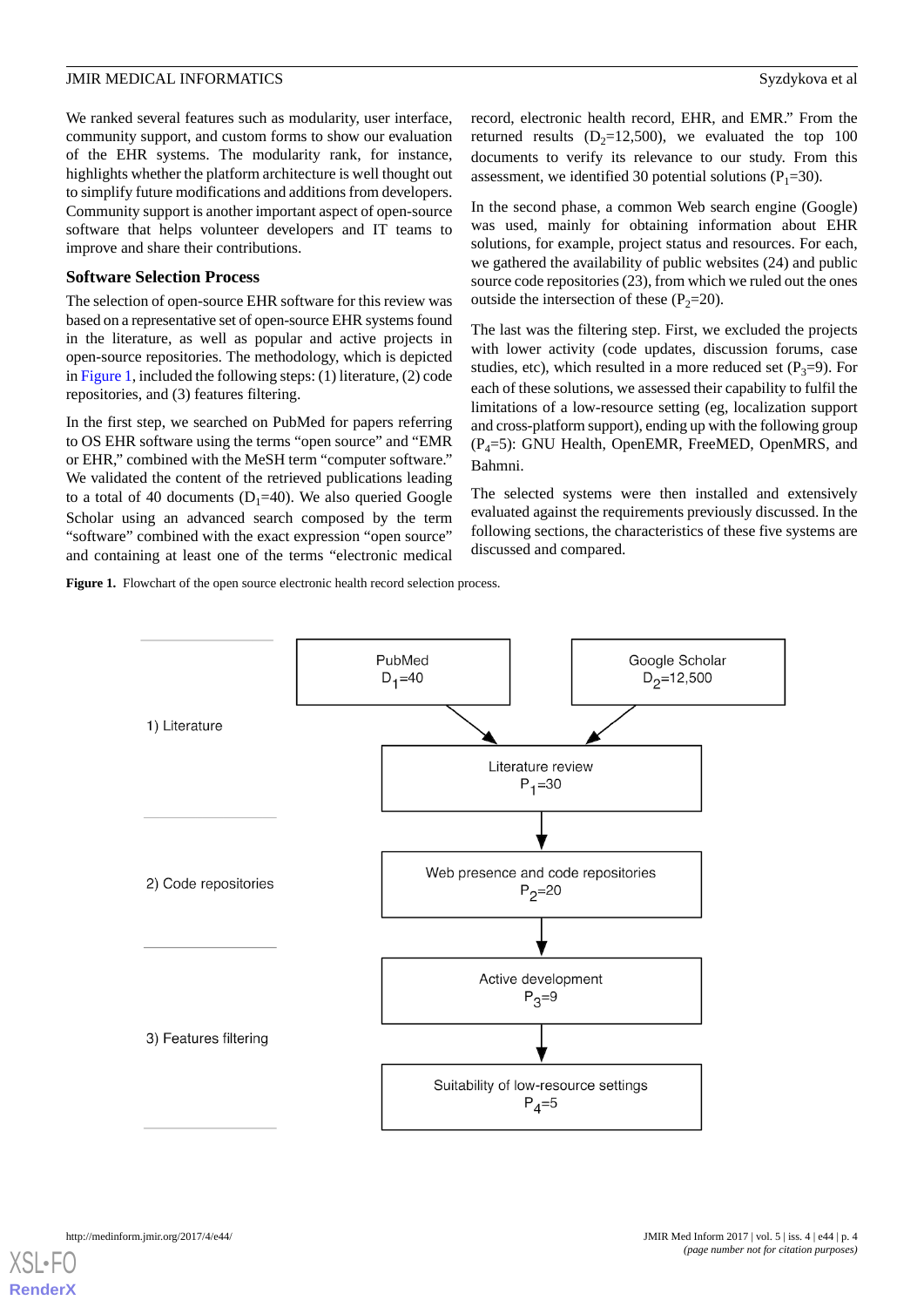We ranked several features such as modularity, user interface, community support, and custom forms to show our evaluation of the EHR systems. The modularity rank, for instance, highlights whether the platform architecture is well thought out to simplify future modifications and additions from developers. Community support is another important aspect of open-source software that helps volunteer developers and IT teams to improve and share their contributions.

### Software Selection Process

The selection of open-source EHR software for this review was based on a representative set of open-source EHR systems found in the literature, as well as popular and active projects in open-source repositories. The methodology, which is depicted in Figure 1, included the following steps: (1) literature, (2) code repositories, and (3) features filtering.

In the first step, we searched on PubMed for papers referring to OS EHR software using the terms "open source" and "EMR or EHR," combined with the MeSH term "computer software." We validated the content of the retrieved publications leading to a total of 40 documents ($D_1$=40). We also queried Google Scholar using an advanced search composed by the term "software" combined with the exact expression "open source" and containing at least one of the terms "electronic medical record, electronic health record, EHR, and EMR." From the returned results ($D_2$=12,500), we evaluated the top 100 documents to verify its relevance to our study. From this assessment, we identified 30 potential solutions ($P_1$=30).

In the second phase, a common Web search engine (Google) was used, mainly for obtaining information about EHR solutions, for example, project status and resources. For each, we gathered the availability of public websites (24) and public source code repositories (23), from which we ruled out the ones outside the intersection of these ($P_2$=20).

The last was the filtering step. First, we excluded the projects with lower activity (code updates, discussion forums, case studies, etc), which resulted in a more reduced set ($P_3$=9). For each of these solutions, we assessed their capability to fulfil the limitations of a low-resource setting (eg, localization support and cross-platform support), ending up with the following group ($P_4$=5): GNU Health, OpenEMR, FreeMED, OpenMRS, and Bahmni.

The selected systems were then installed and extensively evaluated against the requirements previously discussed. In the following sections, the characteristics of these five systems are discussed and compared.

**Figure 1.** Flowchart of the open source electronic health record selection process.

1) Literature: PubMed $D_1$=40; Google Scholar $D_2$=12,500 → Literature review $P_1$=30

2) Code repositories: Web presence and code repositories $P_2$=20

3) Features filtering: Active development $P_3$=9 → Suitability of low-resource settings $P_4$=5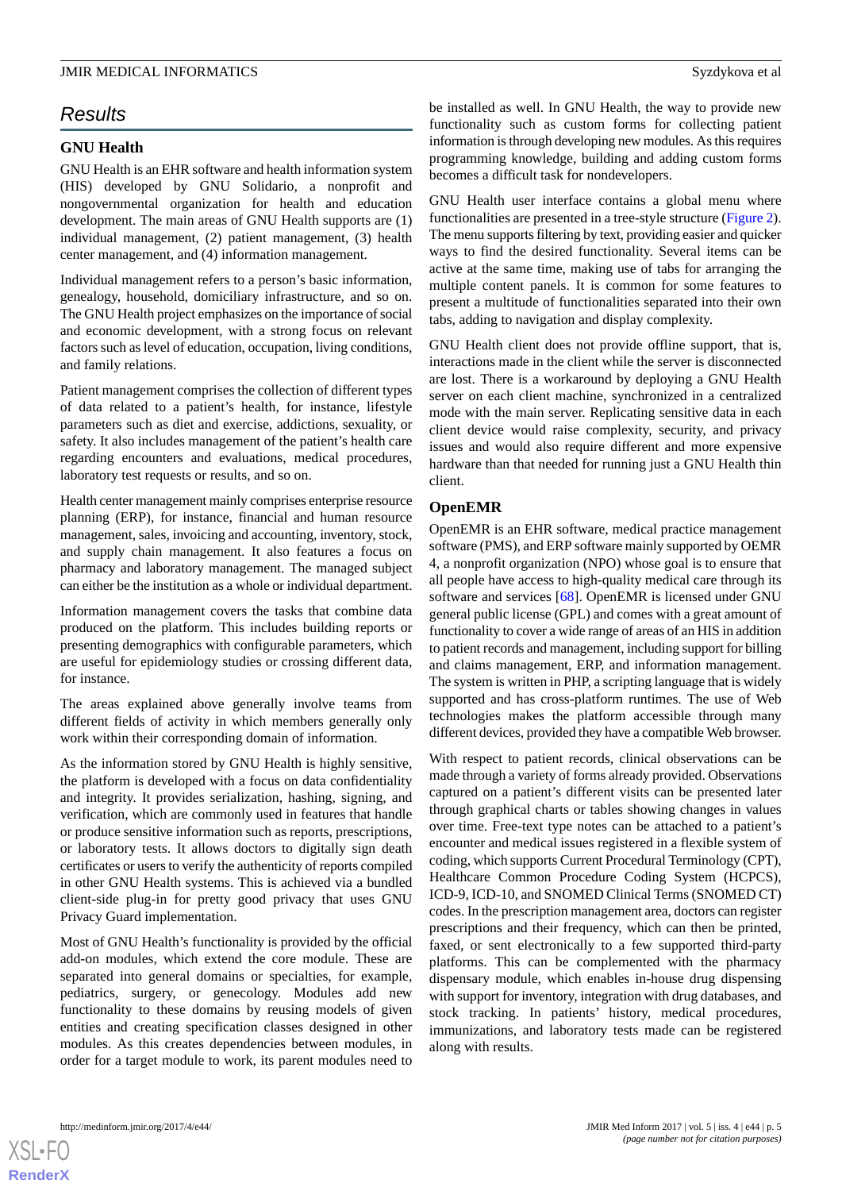## Results

### GNU Health

GNU Health is an EHR software and health information system (HIS) developed by GNU Solidario, a nonprofit and nongovernmental organization for health and education development. The main areas of GNU Health supports are (1) individual management, (2) patient management, (3) health center management, and (4) information management.

Individual management refers to a person's basic information, genealogy, household, domiciliary infrastructure, and so on. The GNU Health project emphasizes on the importance of social and economic development, with a strong focus on relevant factors such as level of education, occupation, living conditions, and family relations.

Patient management comprises the collection of different types of data related to a patient's health, for instance, lifestyle parameters such as diet and exercise, addictions, sexuality, or safety. It also includes management of the patient's health care regarding encounters and evaluations, medical procedures, laboratory test requests or results, and so on.

Health center management mainly comprises enterprise resource planning (ERP), for instance, financial and human resource management, sales, invoicing and accounting, inventory, stock, and supply chain management. It also features a focus on pharmacy and laboratory management. The managed subject can either be the institution as a whole or individual department.

Information management covers the tasks that combine data produced on the platform. This includes building reports or presenting demographics with configurable parameters, which are useful for epidemiology studies or crossing different data, for instance.

The areas explained above generally involve teams from different fields of activity in which members generally only work within their corresponding domain of information.

As the information stored by GNU Health is highly sensitive, the platform is developed with a focus on data confidentiality and integrity. It provides serialization, hashing, signing, and verification, which are commonly used in features that handle or produce sensitive information such as reports, prescriptions, or laboratory tests. It allows doctors to digitally sign death certificates or users to verify the authenticity of reports compiled in other GNU Health systems. This is achieved via a bundled client-side plug-in for pretty good privacy that uses GNU Privacy Guard implementation.

Most of GNU Health's functionality is provided by the official add-on modules, which extend the core module. These are separated into general domains or specialties, for example, pediatrics, surgery, or genecology. Modules add new functionality to these domains by reusing models of given entities and creating specification classes designed in other modules. As this creates dependencies between modules, in order for a target module to work, its parent modules need to be installed as well. In GNU Health, the way to provide new functionality such as custom forms for collecting patient information is through developing new modules. As this requires programming knowledge, building and adding custom forms becomes a difficult task for nondevelopers.

GNU Health user interface contains a global menu where functionalities are presented in a tree-style structure (Figure 2). The menu supports filtering by text, providing easier and quicker ways to find the desired functionality. Several items can be active at the same time, making use of tabs for arranging the multiple content panels. It is common for some features to present a multitude of functionalities separated into their own tabs, adding to navigation and display complexity.

GNU Health client does not provide offline support, that is, interactions made in the client while the server is disconnected are lost. There is a workaround by deploying a GNU Health server on each client machine, synchronized in a centralized mode with the main server. Replicating sensitive data in each client device would raise complexity, security, and privacy issues and would also require different and more expensive hardware than that needed for running just a GNU Health thin client.

### OpenEMR

OpenEMR is an EHR software, medical practice management software (PMS), and ERP software mainly supported by OEMR 4, a nonprofit organization (NPO) whose goal is to ensure that all people have access to high-quality medical care through its software and services [68]. OpenEMR is licensed under GNU general public license (GPL) and comes with a great amount of functionality to cover a wide range of areas of an HIS in addition to patient records and management, including support for billing and claims management, ERP, and information management. The system is written in PHP, a scripting language that is widely supported and has cross-platform runtimes. The use of Web technologies makes the platform accessible through many different devices, provided they have a compatible Web browser.

With respect to patient records, clinical observations can be made through a variety of forms already provided. Observations captured on a patient's different visits can be presented later through graphical charts or tables showing changes in values over time. Free-text type notes can be attached to a patient's encounter and medical issues registered in a flexible system of coding, which supports Current Procedural Terminology (CPT), Healthcare Common Procedure Coding System (HCPCS), ICD-9, ICD-10, and SNOMED Clinical Terms (SNOMED CT) codes. In the prescription management area, doctors can register prescriptions and their frequency, which can then be printed, faxed, or sent electronically to a few supported third-party platforms. This can be complemented with the pharmacy dispensary module, which enables in-house drug dispensing with support for inventory, integration with drug databases, and stock tracking. In patients' history, medical procedures, immunizations, and laboratory tests made can be registered along with results.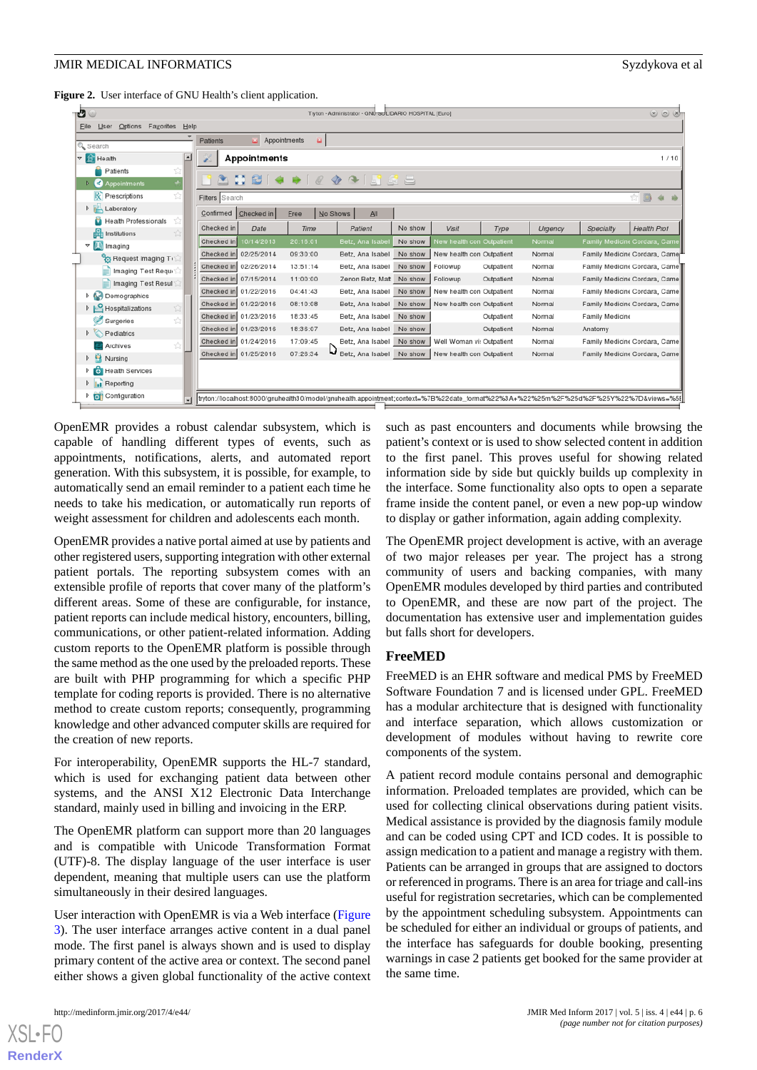**Figure 2.** User interface of GNU Health's client application.

OpenEMR provides a robust calendar subsystem, which is capable of handling different types of events, such as appointments, notifications, alerts, and automated report generation. With this subsystem, it is possible, for example, to automatically send an email reminder to a patient each time he needs to take his medication, or automatically run reports of weight assessment for children and adolescents each month.

OpenEMR provides a native portal aimed at use by patients and other registered users, supporting integration with other external patient portals. The reporting subsystem comes with an extensible profile of reports that cover many of the platform's different areas. Some of these are configurable, for instance, patient reports can include medical history, encounters, billing, communications, or other patient-related information. Adding custom reports to the OpenEMR platform is possible through the same method as the one used by the preloaded reports. These are built with PHP programming for which a specific PHP template for coding reports is provided. There is no alternative method to create custom reports; consequently, programming knowledge and other advanced computer skills are required for the creation of new reports.

For interoperability, OpenEMR supports the HL-7 standard, which is used for exchanging patient data between other systems, and the ANSI X12 Electronic Data Interchange standard, mainly used in billing and invoicing in the ERP.

The OpenEMR platform can support more than 20 languages and is compatible with Unicode Transformation Format (UTF)-8. The display language of the user interface is user dependent, meaning that multiple users can use the platform simultaneously in their desired languages.

User interaction with OpenEMR is via a Web interface (Figure 3). The user interface arranges active content in a dual panel mode. The first panel is always shown and is used to display primary content of the active area or context. The second panel either shows a given global functionality of the active context such as past encounters and documents while browsing the patient's context or is used to show selected content in addition to the first panel. This proves useful for showing related information side by side but quickly builds up complexity in the interface. Some functionality also opts to open a separate frame inside the content panel, or even a new pop-up window to display or gather information, again adding complexity.

The OpenEMR project development is active, with an average of two major releases per year. The project has a strong community of users and backing companies, with many OpenEMR modules developed by third parties and contributed to OpenEMR, and these are now part of the project. The documentation has extensive user and implementation guides but falls short for developers.

### FreeMED

FreeMED is an EHR software and medical PMS by FreeMED Software Foundation 7 and is licensed under GPL. FreeMED has a modular architecture that is designed with functionality and interface separation, which allows customization or development of modules without having to rewrite core components of the system.

A patient record module contains personal and demographic information. Preloaded templates are provided, which can be used for collecting clinical observations during patient visits. Medical assistance is provided by the diagnosis family module and can be coded using CPT and ICD codes. It is possible to assign medication to a patient and manage a registry with them. Patients can be arranged in groups that are assigned to doctors or referenced in programs. There is an area for triage and call-ins useful for registration secretaries, which can be complemented by the appointment scheduling subsystem. Appointments can be scheduled for either an individual or groups of patients, and the interface has safeguards for double booking, presenting warnings in case 2 patients get booked for the same provider at the same time.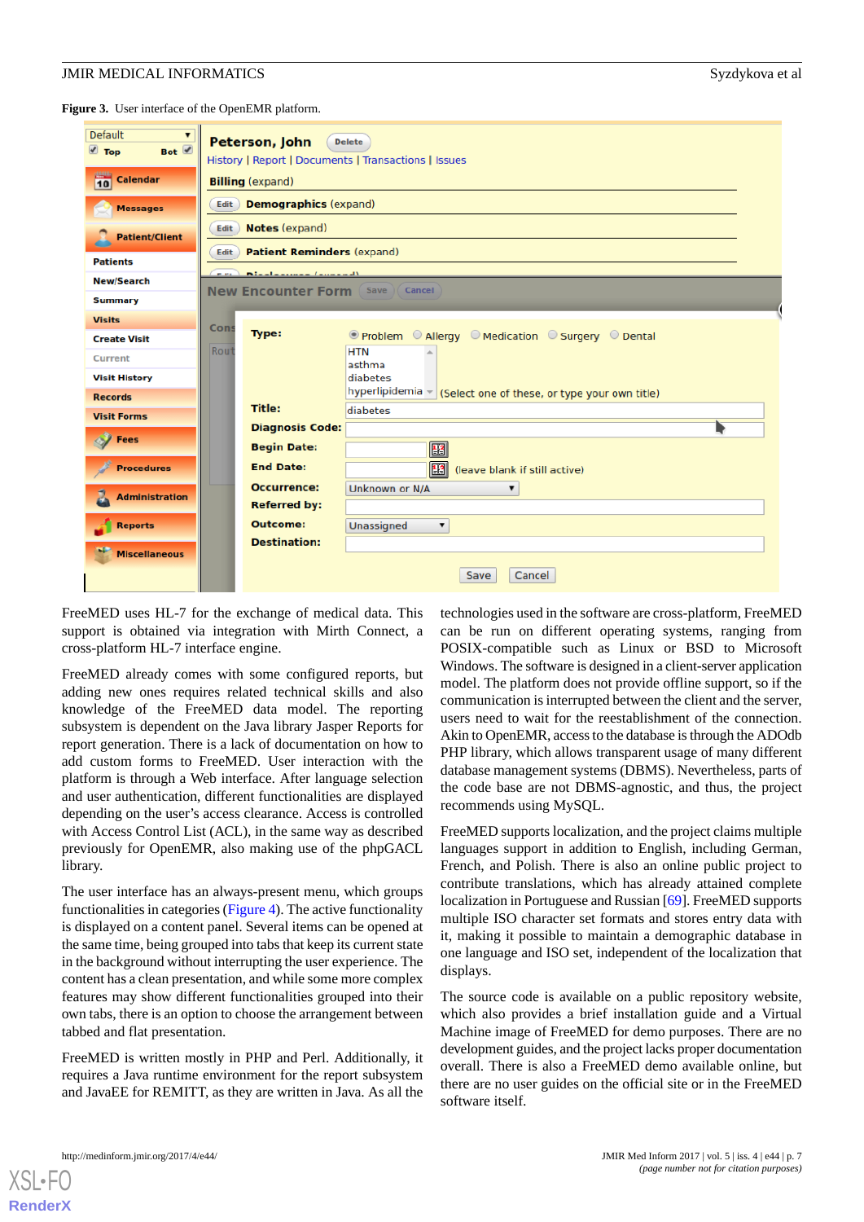**Figure 3.** User interface of the OpenEMR platform.

FreeMED uses HL-7 for the exchange of medical data. This support is obtained via integration with Mirth Connect, a cross-platform HL-7 interface engine.

FreeMED already comes with some configured reports, but adding new ones requires related technical skills and also knowledge of the FreeMED data model. The reporting subsystem is dependent on the Java library Jasper Reports for report generation. There is a lack of documentation on how to add custom forms to FreeMED. User interaction with the platform is through a Web interface. After language selection and user authentication, different functionalities are displayed depending on the user's access clearance. Access is controlled with Access Control List (ACL), in the same way as described previously for OpenEMR, also making use of the phpGACL library.

The user interface has an always-present menu, which groups functionalities in categories (Figure 4). The active functionality is displayed on a content panel. Several items can be opened at the same time, being grouped into tabs that keep its current state in the background without interrupting the user experience. The content has a clean presentation, and while some more complex features may show different functionalities grouped into their own tabs, there is an option to choose the arrangement between tabbed and flat presentation.

FreeMED is written mostly in PHP and Perl. Additionally, it requires a Java runtime environment for the report subsystem and JavaEE for REMITT, as they are written in Java. As all the technologies used in the software are cross-platform, FreeMED can be run on different operating systems, ranging from POSIX-compatible such as Linux or BSD to Microsoft Windows. The software is designed in a client-server application model. The platform does not provide offline support, so if the communication is interrupted between the client and the server, users need to wait for the reestablishment of the connection. Akin to OpenEMR, access to the database is through the ADOdb PHP library, which allows transparent usage of many different database management systems (DBMS). Nevertheless, parts of the code base are not DBMS-agnostic, and thus, the project recommends using MySQL.

FreeMED supports localization, and the project claims multiple languages support in addition to English, including German, French, and Polish. There is also an online public project to contribute translations, which has already attained complete localization in Portuguese and Russian [69]. FreeMED supports multiple ISO character set formats and stores entry data with it, making it possible to maintain a demographic database in one language and ISO set, independent of the localization that displays.

The source code is available on a public repository website, which also provides a brief installation guide and a Virtual Machine image of FreeMED for demo purposes. There are no development guides, and the project lacks proper documentation overall. There is also a FreeMED demo available online, but there are no user guides on the official site or in the FreeMED software itself.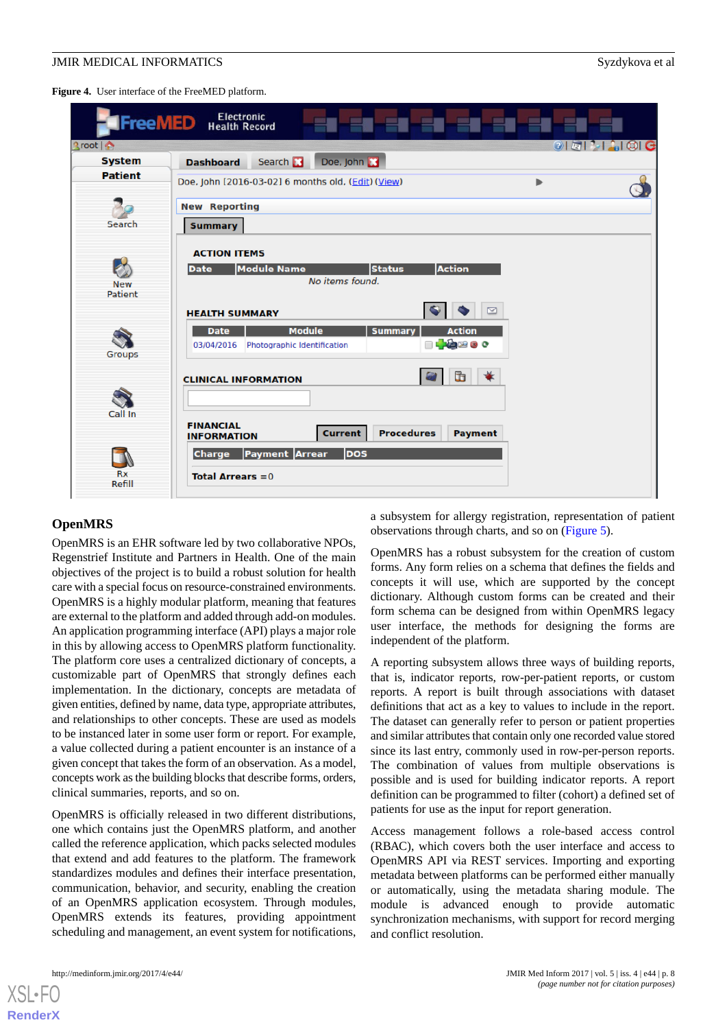**Figure 4.** User interface of the FreeMED platform.

## OpenMRS

OpenMRS is an EHR software led by two collaborative NPOs, Regenstrief Institute and Partners in Health. One of the main objectives of the project is to build a robust solution for health care with a special focus on resource-constrained environments. OpenMRS is a highly modular platform, meaning that features are external to the platform and added through add-on modules. An application programming interface (API) plays a major role in this by allowing access to OpenMRS platform functionality. The platform core uses a centralized dictionary of concepts, a customizable part of OpenMRS that strongly defines each implementation. In the dictionary, concepts are metadata of given entities, defined by name, data type, appropriate attributes, and relationships to other concepts. These are used as models to be instanced later in some user form or report. For example, a value collected during a patient encounter is an instance of a given concept that takes the form of an observation. As a model, concepts work as the building blocks that describe forms, orders, clinical summaries, reports, and so on.

OpenMRS is officially released in two different distributions, one which contains just the OpenMRS platform, and another called the reference application, which packs selected modules that extend and add features to the platform. The framework standardizes modules and defines their interface presentation, communication, behavior, and security, enabling the creation of an OpenMRS application ecosystem. Through modules, OpenMRS extends its features, providing appointment scheduling and management, an event system for notifications, a subsystem for allergy registration, representation of patient observations through charts, and so on (Figure 5).

OpenMRS has a robust subsystem for the creation of custom forms. Any form relies on a schema that defines the fields and concepts it will use, which are supported by the concept dictionary. Although custom forms can be created and their form schema can be designed from within OpenMRS legacy user interface, the methods for designing the forms are independent of the platform.

A reporting subsystem allows three ways of building reports, that is, indicator reports, row-per-patient reports, or custom reports. A report is built through associations with dataset definitions that act as a key to values to include in the report. The dataset can generally refer to person or patient properties and similar attributes that contain only one recorded value stored since its last entry, commonly used in row-per-person reports. The combination of values from multiple observations is possible and is used for building indicator reports. A report definition can be programmed to filter (cohort) a defined set of patients for use as the input for report generation.

Access management follows a role-based access control (RBAC), which covers both the user interface and access to OpenMRS API via REST services. Importing and exporting metadata between platforms can be performed either manually or automatically, using the metadata sharing module. The module is advanced enough to provide automatic synchronization mechanisms, with support for record merging and conflict resolution.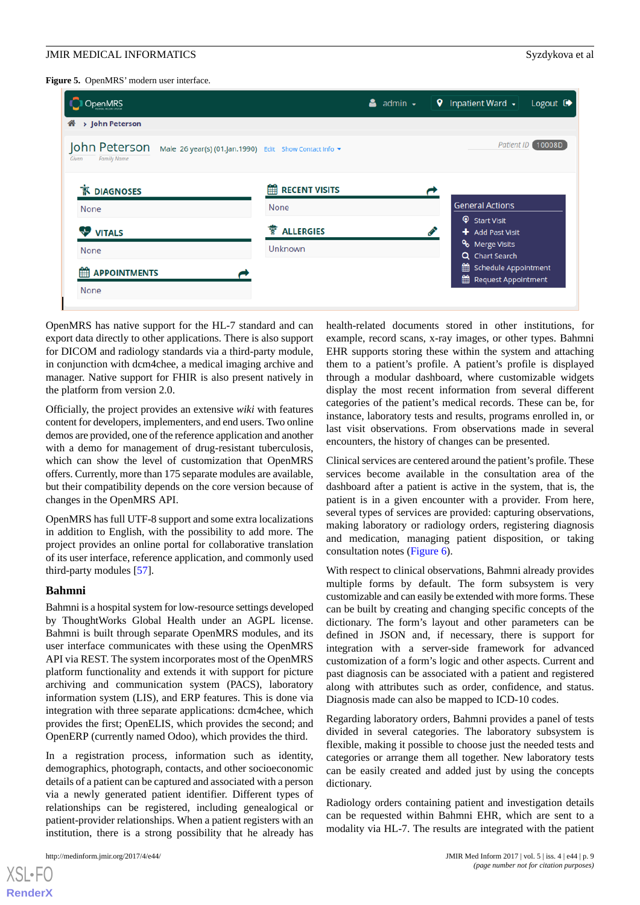**Figure 5.** OpenMRS' modern user interface.

OpenMRS has native support for the HL-7 standard and can export data directly to other applications. There is also support for DICOM and radiology standards via a third-party module, in conjunction with dcm4chee, a medical imaging archive and manager. Native support for FHIR is also present natively in the platform from version 2.0.

Officially, the project provides an extensive *wiki* with features content for developers, implementers, and end users. Two online demos are provided, one of the reference application and another with a demo for management of drug-resistant tuberculosis, which can show the level of customization that OpenMRS offers. Currently, more than 175 separate modules are available, but their compatibility depends on the core version because of changes in the OpenMRS API.

OpenMRS has full UTF-8 support and some extra localizations in addition to English, with the possibility to add more. The project provides an online portal for collaborative translation of its user interface, reference application, and commonly used third-party modules [57].

### Bahmni

Bahmni is a hospital system for low-resource settings developed by ThoughtWorks Global Health under an AGPL license. Bahmni is built through separate OpenMRS modules, and its user interface communicates with these using the OpenMRS API via REST. The system incorporates most of the OpenMRS platform functionality and extends it with support for picture archiving and communication system (PACS), laboratory information system (LIS), and ERP features. This is done via integration with three separate applications: dcm4chee, which provides the first; OpenELIS, which provides the second; and OpenERP (currently named Odoo), which provides the third.

In a registration process, information such as identity, demographics, photograph, contacts, and other socioeconomic details of a patient can be captured and associated with a person via a newly generated patient identifier. Different types of relationships can be registered, including genealogical or patient-provider relationships. When a patient registers with an institution, there is a strong possibility that he already has health-related documents stored in other institutions, for example, record scans, x-ray images, or other types. Bahmni EHR supports storing these within the system and attaching them to a patient's profile. A patient's profile is displayed through a modular dashboard, where customizable widgets display the most recent information from several different categories of the patient's medical records. These can be, for instance, laboratory tests and results, programs enrolled in, or last visit observations. From observations made in several encounters, the history of changes can be presented.

Clinical services are centered around the patient's profile. These services become available in the consultation area of the dashboard after a patient is active in the system, that is, the patient is in a given encounter with a provider. From here, several types of services are provided: capturing observations, making laboratory or radiology orders, registering diagnosis and medication, managing patient disposition, or taking consultation notes (Figure 6).

With respect to clinical observations, Bahmni already provides multiple forms by default. The form subsystem is very customizable and can easily be extended with more forms. These can be built by creating and changing specific concepts of the dictionary. The form's layout and other parameters can be defined in JSON and, if necessary, there is support for integration with a server-side framework for advanced customization of a form's logic and other aspects. Current and past diagnosis can be associated with a patient and registered along with attributes such as order, confidence, and status. Diagnosis made can also be mapped to ICD-10 codes.

Regarding laboratory orders, Bahmni provides a panel of tests divided in several categories. The laboratory subsystem is flexible, making it possible to choose just the needed tests and categories or arrange them all together. New laboratory tests can be easily created and added just by using the concepts dictionary.

Radiology orders containing patient and investigation details can be requested within Bahmni EHR, which are sent to a modality via HL-7. The results are integrated with the patient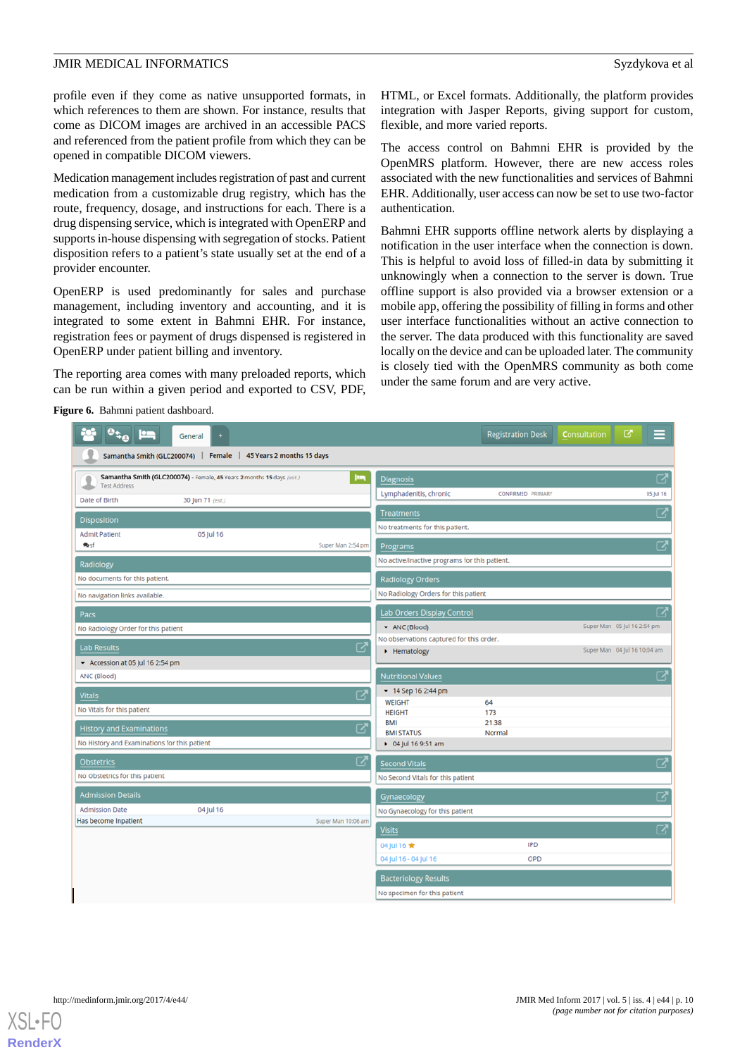profile even if they come as native unsupported formats, in which references to them are shown. For instance, results that come as DICOM images are archived in an accessible PACS and referenced from the patient profile from which they can be opened in compatible DICOM viewers.

Medication management includes registration of past and current medication from a customizable drug registry, which has the route, frequency, dosage, and instructions for each. There is a drug dispensing service, which is integrated with OpenERP and supports in-house dispensing with segregation of stocks. Patient disposition refers to a patient's state usually set at the end of a provider encounter.

OpenERP is used predominantly for sales and purchase management, including inventory and accounting, and it is integrated to some extent in Bahmni EHR. For instance, registration fees or payment of drugs dispensed is registered in OpenERP under patient billing and inventory.

The reporting area comes with many preloaded reports, which can be run within a given period and exported to CSV, PDF, HTML, or Excel formats. Additionally, the platform provides integration with Jasper Reports, giving support for custom, flexible, and more varied reports.

The access control on Bahmni EHR is provided by the OpenMRS platform. However, there are new access roles associated with the new functionalities and services of Bahmni EHR. Additionally, user access can now be set to use two-factor authentication.

Bahmni EHR supports offline network alerts by displaying a notification in the user interface when the connection is down. This is helpful to avoid loss of filled-in data by submitting it unknowingly when a connection to the server is down. True offline support is also provided via a browser extension or a mobile app, offering the possibility of filling in forms and other user interface functionalities without an active connection to the server. The data produced with this functionality are saved locally on the device and can be uploaded later. The community is closely tied with the OpenMRS community as both come under the same forum and are very active.

**Figure 6.** Bahmni patient dashboard.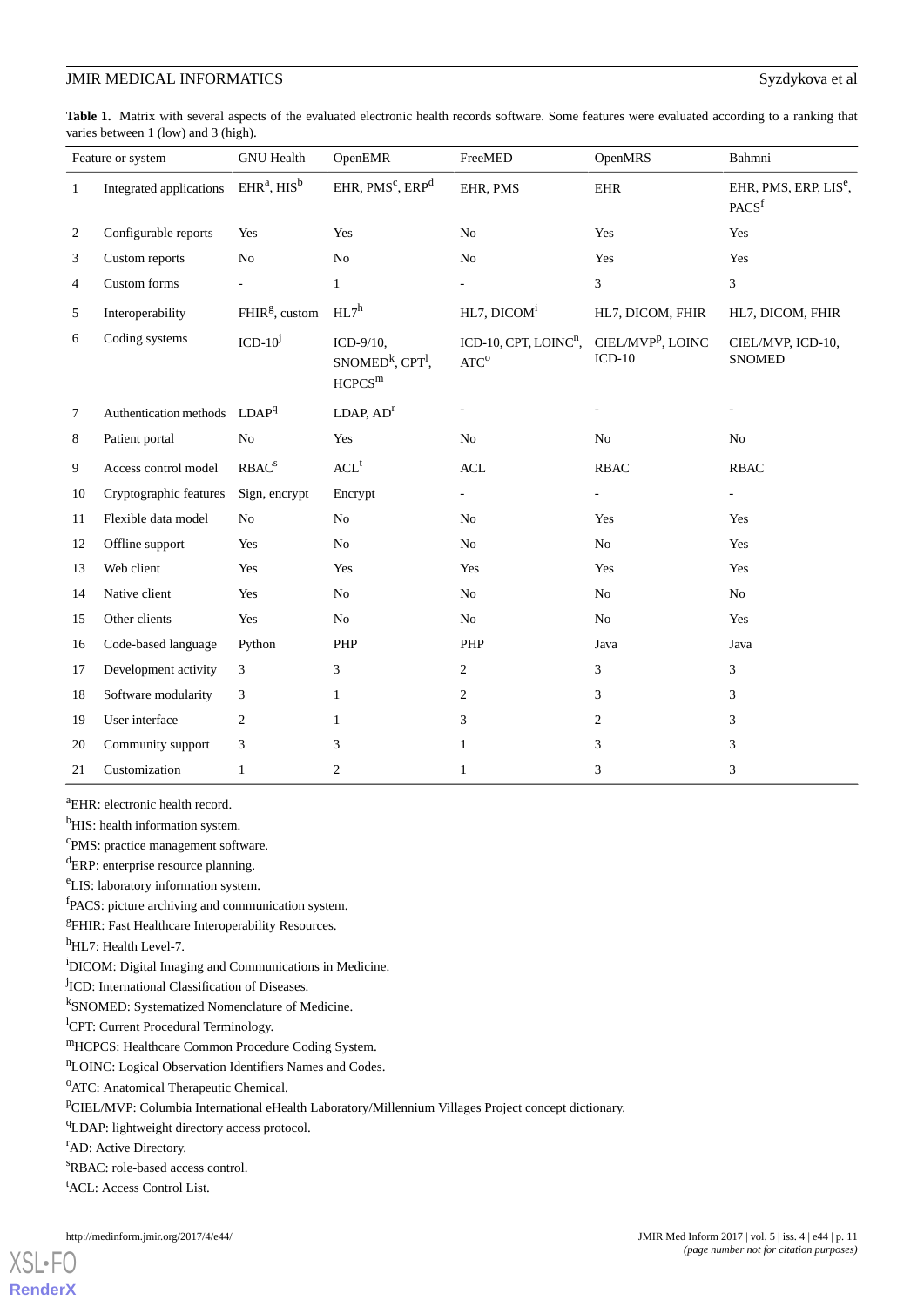**Table 1.** Matrix with several aspects of the evaluated electronic health records software. Some features were evaluated according to a ranking that varies between 1 (low) and 3 (high).

| | Feature or system | GNU Health | OpenEMR | FreeMED | OpenMRS | Bahmni |
|---|---|---|---|---|---|---|
| 1 | Integrated applications | EHR[a], HIS[b] | EHR, PMS[c], ERP[d] | EHR, PMS | EHR | EHR, PMS, ERP, LIS[e], PACS[f] |
| 2 | Configurable reports | Yes | Yes | No | Yes | Yes |
| 3 | Custom reports | No | No | No | Yes | Yes |
| 4 | Custom forms | - | 1 | - | 3 | 3 |
| 5 | Interoperability | FHIR[g], custom | HL7[h] | HL7, DICOM[i] | HL7, DICOM, FHIR | HL7, DICOM, FHIR |
| 6 | Coding systems | ICD-10[j] | ICD-9/10, SNOMED[k], CPT[l], HCPCS[m] | ICD-10, CPT, LOINC[n], ATC[o] | CIEL/MVP[p], LOINC ICD-10 | CIEL/MVP, ICD-10, SNOMED |
| 7 | Authentication methods | LDAP[q] | LDAP, AD[r] | - | - | - |
| 8 | Patient portal | No | Yes | No | No | No |
| 9 | Access control model | RBAC[s] | ACL[t] | ACL | RBAC | RBAC |
| 10 | Cryptographic features | Sign, encrypt | Encrypt | - | - | - |
| 11 | Flexible data model | No | No | No | Yes | Yes |
| 12 | Offline support | Yes | No | No | No | Yes |
| 13 | Web client | Yes | Yes | Yes | Yes | Yes |
| 14 | Native client | Yes | No | No | No | No |
| 15 | Other clients | Yes | No | No | No | Yes |
| 16 | Code-based language | Python | PHP | PHP | Java | Java |
| 17 | Development activity | 3 | 3 | 2 | 3 | 3 |
| 18 | Software modularity | 3 | 1 | 2 | 3 | 3 |
| 19 | User interface | 2 | 1 | 3 | 2 | 3 |
| 20 | Community support | 3 | 3 | 1 | 3 | 3 |
| 21 | Customization | 1 | 2 | 1 | 3 | 3 |

[a]EHR: electronic health record.

[b]HIS: health information system.

[c]PMS: practice management software.

[d]ERP: enterprise resource planning.

[e]LIS: laboratory information system.

[f]PACS: picture archiving and communication system.

[g]FHIR: Fast Healthcare Interoperability Resources.

[h]HL7: Health Level-7.

[i]DICOM: Digital Imaging and Communications in Medicine.

[j]ICD: International Classification of Diseases.

[k]SNOMED: Systematized Nomenclature of Medicine.

[l]CPT: Current Procedural Terminology.

[m]HCPCS: Healthcare Common Procedure Coding System.

[n]LOINC: Logical Observation Identifiers Names and Codes.

[o]ATC: Anatomical Therapeutic Chemical.

[p]CIEL/MVP: Columbia International eHealth Laboratory/Millennium Villages Project concept dictionary.

[q]LDAP: lightweight directory access protocol.

[r]AD: Active Directory.

[s]RBAC: role-based access control.

[t]ACL: Access Control List.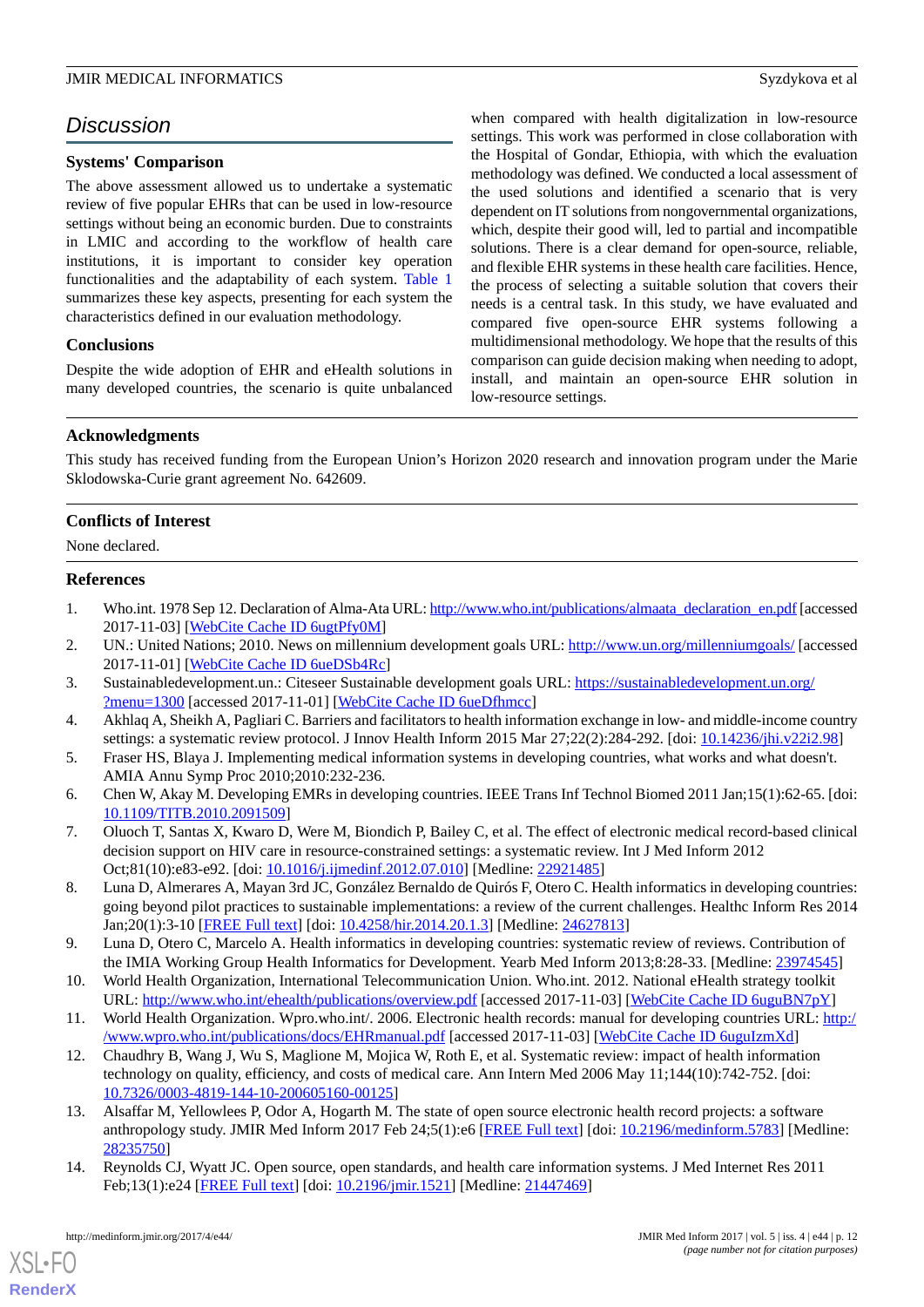## Discussion

### Systems' Comparison

The above assessment allowed us to undertake a systematic review of five popular EHRs that can be used in low-resource settings without being an economic burden. Due to constraints in LMIC and according to the workflow of health care institutions, it is important to consider key operation functionalities and the adaptability of each system. Table 1 summarizes these key aspects, presenting for each system the characteristics defined in our evaluation methodology.

### Conclusions

Despite the wide adoption of EHR and eHealth solutions in many developed countries, the scenario is quite unbalanced when compared with health digitalization in low-resource settings. This work was performed in close collaboration with the Hospital of Gondar, Ethiopia, with which the evaluation methodology was defined. We conducted a local assessment of the used solutions and identified a scenario that is very dependent on IT solutions from nongovernmental organizations, which, despite their good will, led to partial and incompatible solutions. There is a clear demand for open-source, reliable, and flexible EHR systems in these health care facilities. Hence, the process of selecting a suitable solution that covers their needs is a central task. In this study, we have evaluated and compared five open-source EHR systems following a multidimensional methodology. We hope that the results of this comparison can guide decision making when needing to adopt, install, and maintain an open-source EHR solution in low-resource settings.

## Acknowledgments

This study has received funding from the European Union's Horizon 2020 research and innovation program under the Marie Sklodowska-Curie grant agreement No. 642609.

## Conflicts of Interest

None declared.

## References

1. Who.int. 1978 Sep 12. Declaration of Alma-Ata URL: http://www.who.int/publications/almaata_declaration_en.pdf [accessed 2017-11-03] [WebCite Cache ID 6ugtPfy0M]
2. UN.: United Nations; 2010. News on millennium development goals URL: http://www.un.org/millenniumgoals/ [accessed 2017-11-01] [WebCite Cache ID 6ueDSb4Rc]
3. Sustainabledevelopment.un.: Citeseer Sustainable development goals URL: https://sustainabledevelopment.un.org/?menu=1300 [accessed 2017-11-01] [WebCite Cache ID 6ueDfhmcc]
4. Akhlaq A, Sheikh A, Pagliari C. Barriers and facilitators to health information exchange in low- and middle-income country settings: a systematic review protocol. J Innov Health Inform 2015 Mar 27;22(2):284-292. [doi: 10.14236/jhi.v22i2.98]
5. Fraser HS, Blaya J. Implementing medical information systems in developing countries, what works and what doesn't. AMIA Annu Symp Proc 2010;2010:232-236.
6. Chen W, Akay M. Developing EMRs in developing countries. IEEE Trans Inf Technol Biomed 2011 Jan;15(1):62-65. [doi: 10.1109/TITB.2010.2091509]
7. Oluoch T, Santas X, Kwaro D, Were M, Biondich P, Bailey C, et al. The effect of electronic medical record-based clinical decision support on HIV care in resource-constrained settings: a systematic review. Int J Med Inform 2012 Oct;81(10):e83-e92. [doi: 10.1016/j.ijmedinf.2012.07.010] [Medline: 22921485]
8. Luna D, Almerares A, Mayan 3rd JC, González Bernaldo de Quirós F, Otero C. Health informatics in developing countries: going beyond pilot practices to sustainable implementations: a review of the current challenges. Healthc Inform Res 2014 Jan;20(1):3-10 [FREE Full text] [doi: 10.4258/hir.2014.20.1.3] [Medline: 24627813]
9. Luna D, Otero C, Marcelo A. Health informatics in developing countries: systematic review of reviews. Contribution of the IMIA Working Group Health Informatics for Development. Yearb Med Inform 2013;8:28-33. [Medline: 23974545]
10. World Health Organization, International Telecommunication Union. Who.int. 2012. National eHealth strategy toolkit URL: http://www.who.int/ehealth/publications/overview.pdf [accessed 2017-11-03] [WebCite Cache ID 6uguBN7pY]
11. World Health Organization. Wpro.who.int/. 2006. Electronic health records: manual for developing countries URL: http://www.wpro.who.int/publications/docs/EHRmanual.pdf [accessed 2017-11-03] [WebCite Cache ID 6uguIzmXd]
12. Chaudhry B, Wang J, Wu S, Maglione M, Mojica W, Roth E, et al. Systematic review: impact of health information technology on quality, efficiency, and costs of medical care. Ann Intern Med 2006 May 11;144(10):742-752. [doi: 10.7326/0003-4819-144-10-200605160-00125]
13. Alsaffar M, Yellowlees P, Odor A, Hogarth M. The state of open source electronic health record projects: a software anthropology study. JMIR Med Inform 2017 Feb 24;5(1):e6 [FREE Full text] [doi: 10.2196/medinform.5783] [Medline: 28235750]
14. Reynolds CJ, Wyatt JC. Open source, open standards, and health care information systems. J Med Internet Res 2011 Feb;13(1):e24 [FREE Full text] [doi: 10.2196/jmir.1521] [Medline: 21447469]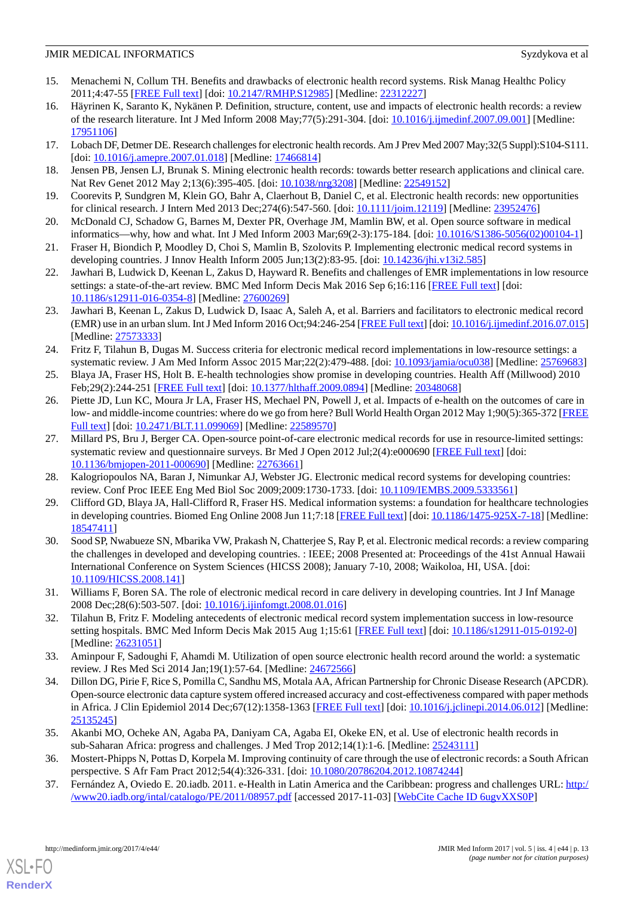15. Menachemi N, Collum TH. Benefits and drawbacks of electronic health record systems. Risk Manag Healthc Policy 2011;4:47-55 [FREE Full text] [doi: 10.2147/RMHP.S12985] [Medline: 22312227]
16. Häyrinen K, Saranto K, Nykänen P. Definition, structure, content, use and impacts of electronic health records: a review of the research literature. Int J Med Inform 2008 May;77(5):291-304. [doi: 10.1016/j.ijmedinf.2007.09.001] [Medline: 17951106]
17. Lobach DF, Detmer DE. Research challenges for electronic health records. Am J Prev Med 2007 May;32(5 Suppl):S104-S111. [doi: 10.1016/j.amepre.2007.01.018] [Medline: 17466814]
18. Jensen PB, Jensen LJ, Brunak S. Mining electronic health records: towards better research applications and clinical care. Nat Rev Genet 2012 May 2;13(6):395-405. [doi: 10.1038/nrg3208] [Medline: 22549152]
19. Coorevits P, Sundgren M, Klein GO, Bahr A, Claerhout B, Daniel C, et al. Electronic health records: new opportunities for clinical research. J Intern Med 2013 Dec;274(6):547-560. [doi: 10.1111/joim.12119] [Medline: 23952476]
20. McDonald CJ, Schadow G, Barnes M, Dexter PR, Overhage JM, Mamlin BW, et al. Open source software in medical informatics—why, how and what. Int J Med Inform 2003 Mar;69(2-3):175-184. [doi: 10.1016/S1386-5056(02)00104-1]
21. Fraser H, Biondich P, Moodley D, Choi S, Mamlin B, Szolovits P. Implementing electronic medical record systems in developing countries. J Innov Health Inform 2005 Jun;13(2):83-95. [doi: 10.14236/jhi.v13i2.585]
22. Jawhari B, Ludwick D, Keenan L, Zakus D, Hayward R. Benefits and challenges of EMR implementations in low resource settings: a state-of-the-art review. BMC Med Inform Decis Mak 2016 Sep 6;16:116 [FREE Full text] [doi: 10.1186/s12911-016-0354-8] [Medline: 27600269]
23. Jawhari B, Keenan L, Zakus D, Ludwick D, Isaac A, Saleh A, et al. Barriers and facilitators to electronic medical record (EMR) use in an urban slum. Int J Med Inform 2016 Oct;94:246-254 [FREE Full text] [doi: 10.1016/j.ijmedinf.2016.07.015] [Medline: 27573333]
24. Fritz F, Tilahun B, Dugas M. Success criteria for electronic medical record implementations in low-resource settings: a systematic review. J Am Med Inform Assoc 2015 Mar;22(2):479-488. [doi: 10.1093/jamia/ocu038] [Medline: 25769683]
25. Blaya JA, Fraser HS, Holt B. E-health technologies show promise in developing countries. Health Aff (Millwood) 2010 Feb;29(2):244-251 [FREE Full text] [doi: 10.1377/hlthaff.2009.0894] [Medline: 20348068]
26. Piette JD, Lun KC, Moura Jr LA, Fraser HS, Mechael PN, Powell J, et al. Impacts of e-health on the outcomes of care in low- and middle-income countries: where do we go from here? Bull World Health Organ 2012 May 1;90(5):365-372 [FREE Full text] [doi: 10.2471/BLT.11.099069] [Medline: 22589570]
27. Millard PS, Bru J, Berger CA. Open-source point-of-care electronic medical records for use in resource-limited settings: systematic review and questionnaire surveys. Br Med J Open 2012 Jul;2(4):e000690 [FREE Full text] [doi: 10.1136/bmjopen-2011-000690] [Medline: 22763661]
28. Kalogriopoulos NA, Baran J, Nimunkar AJ, Webster JG. Electronic medical record systems for developing countries: review. Conf Proc IEEE Eng Med Biol Soc 2009;2009:1730-1733. [doi: 10.1109/IEMBS.2009.5333561]
29. Clifford GD, Blaya JA, Hall-Clifford R, Fraser HS. Medical information systems: a foundation for healthcare technologies in developing countries. Biomed Eng Online 2008 Jun 11;7:18 [FREE Full text] [doi: 10.1186/1475-925X-7-18] [Medline: 18547411]
30. Sood SP, Nwabueze SN, Mbarika VW, Prakash N, Chatterjee S, Ray P, et al. Electronic medical records: a review comparing the challenges in developed and developing countries. : IEEE; 2008 Presented at: Proceedings of the 41st Annual Hawaii International Conference on System Sciences (HICSS 2008); January 7-10, 2008; Waikoloa, HI, USA. [doi: 10.1109/HICSS.2008.141]
31. Williams F, Boren SA. The role of electronic medical record in care delivery in developing countries. Int J Inf Manage 2008 Dec;28(6):503-507. [doi: 10.1016/j.ijinfomgt.2008.01.016]
32. Tilahun B, Fritz F. Modeling antecedents of electronic medical record system implementation success in low-resource setting hospitals. BMC Med Inform Decis Mak 2015 Aug 1;15:61 [FREE Full text] [doi: 10.1186/s12911-015-0192-0] [Medline: 26231051]
33. Aminpour F, Sadoughi F, Ahamdi M. Utilization of open source electronic health record around the world: a systematic review. J Res Med Sci 2014 Jan;19(1):57-64. [Medline: 24672566]
34. Dillon DG, Pirie F, Rice S, Pomilla C, Sandhu MS, Motala AA, African Partnership for Chronic Disease Research (APCDR). Open-source electronic data capture system offered increased accuracy and cost-effectiveness compared with paper methods in Africa. J Clin Epidemiol 2014 Dec;67(12):1358-1363 [FREE Full text] [doi: 10.1016/j.jclinepi.2014.06.012] [Medline: 25135245]
35. Akanbi MO, Ocheke AN, Agaba PA, Daniyam CA, Agaba EI, Okeke EN, et al. Use of electronic health records in sub-Saharan Africa: progress and challenges. J Med Trop 2012;14(1):1-6. [Medline: 25243111]
36. Mostert-Phipps N, Pottas D, Korpela M. Improving continuity of care through the use of electronic records: a South African perspective. S Afr Fam Pract 2012;54(4):326-331. [doi: 10.1080/20786204.2012.10874244]
37. Fernández A, Oviedo E. 20.iadb. 2011. e-Health in Latin America and the Caribbean: progress and challenges URL: http://www20.iadb.org/intal/catalogo/PE/2011/08957.pdf [accessed 2017-11-03] [WebCite Cache ID 6ugvXXS0P]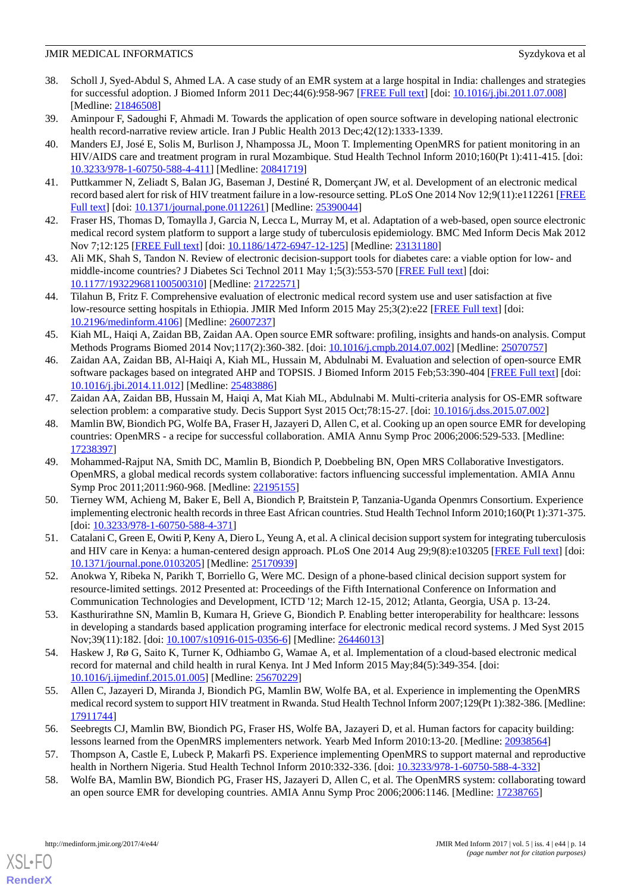38. Scholl J, Syed-Abdul S, Ahmed LA. A case study of an EMR system at a large hospital in India: challenges and strategies for successful adoption. J Biomed Inform 2011 Dec;44(6):958-967 [FREE Full text] [doi: 10.1016/j.jbi.2011.07.008] [Medline: 21846508]
39. Aminpour F, Sadoughi F, Ahmadi M. Towards the application of open source software in developing national electronic health record-narrative review article. Iran J Public Health 2013 Dec;42(12):1333-1339.
40. Manders EJ, José E, Solis M, Burlison J, Nhampossa JL, Moon T. Implementing OpenMRS for patient monitoring in an HIV/AIDS care and treatment program in rural Mozambique. Stud Health Technol Inform 2010;160(Pt 1):411-415. [doi: 10.3233/978-1-60750-588-4-411] [Medline: 20841719]
41. Puttkammer N, Zeliadt S, Balan JG, Baseman J, Destiné R, Domerçant JW, et al. Development of an electronic medical record based alert for risk of HIV treatment failure in a low-resource setting. PLoS One 2014 Nov 12;9(11):e112261 [FREE Full text] [doi: 10.1371/journal.pone.0112261] [Medline: 25390044]
42. Fraser HS, Thomas D, Tomaylla J, Garcia N, Lecca L, Murray M, et al. Adaptation of a web-based, open source electronic medical record system platform to support a large study of tuberculosis epidemiology. BMC Med Inform Decis Mak 2012 Nov 7;12:125 [FREE Full text] [doi: 10.1186/1472-6947-12-125] [Medline: 23131180]
43. Ali MK, Shah S, Tandon N. Review of electronic decision-support tools for diabetes care: a viable option for low- and middle-income countries? J Diabetes Sci Technol 2011 May 1;5(3):553-570 [FREE Full text] [doi: 10.1177/193229681100500310] [Medline: 21722571]
44. Tilahun B, Fritz F. Comprehensive evaluation of electronic medical record system use and user satisfaction at five low-resource setting hospitals in Ethiopia. JMIR Med Inform 2015 May 25;3(2):e22 [FREE Full text] [doi: 10.2196/medinform.4106] [Medline: 26007237]
45. Kiah ML, Haiqi A, Zaidan BB, Zaidan AA. Open source EMR software: profiling, insights and hands-on analysis. Comput Methods Programs Biomed 2014 Nov;117(2):360-382. [doi: 10.1016/j.cmpb.2014.07.002] [Medline: 25070757]
46. Zaidan AA, Zaidan BB, Al-Haiqi A, Kiah ML, Hussain M, Abdulnabi M. Evaluation and selection of open-source EMR software packages based on integrated AHP and TOPSIS. J Biomed Inform 2015 Feb;53:390-404 [FREE Full text] [doi: 10.1016/j.jbi.2014.11.012] [Medline: 25483886]
47. Zaidan AA, Zaidan BB, Hussain M, Haiqi A, Mat Kiah ML, Abdulnabi M. Multi-criteria analysis for OS-EMR software selection problem: a comparative study. Decis Support Syst 2015 Oct;78:15-27. [doi: 10.1016/j.dss.2015.07.002]
48. Mamlin BW, Biondich PG, Wolfe BA, Fraser H, Jazayeri D, Allen C, et al. Cooking up an open source EMR for developing countries: OpenMRS - a recipe for successful collaboration. AMIA Annu Symp Proc 2006;2006:529-533. [Medline: 17238397]
49. Mohammed-Rajput NA, Smith DC, Mamlin B, Biondich P, Doebbeling BN, Open MRS Collaborative Investigators. OpenMRS, a global medical records system collaborative: factors influencing successful implementation. AMIA Annu Symp Proc 2011;2011:960-968. [Medline: 22195155]
50. Tierney WM, Achieng M, Baker E, Bell A, Biondich P, Braitstein P, Tanzania-Uganda Openmrs Consortium. Experience implementing electronic health records in three East African countries. Stud Health Technol Inform 2010;160(Pt 1):371-375. [doi: 10.3233/978-1-60750-588-4-371]
51. Catalani C, Green E, Owiti P, Keny A, Diero L, Yeung A, et al. A clinical decision support system for integrating tuberculosis and HIV care in Kenya: a human-centered design approach. PLoS One 2014 Aug 29;9(8):e103205 [FREE Full text] [doi: 10.1371/journal.pone.0103205] [Medline: 25170939]
52. Anokwa Y, Ribeka N, Parikh T, Borriello G, Were MC. Design of a phone-based clinical decision support system for resource-limited settings. 2012 Presented at: Proceedings of the Fifth International Conference on Information and Communication Technologies and Development, ICTD '12; March 12-15, 2012; Atlanta, Georgia, USA p. 13-24.
53. Kasthurirathne SN, Mamlin B, Kumara H, Grieve G, Biondich P. Enabling better interoperability for healthcare: lessons in developing a standards based application programing interface for electronic medical record systems. J Med Syst 2015 Nov;39(11):182. [doi: 10.1007/s10916-015-0356-6] [Medline: 26446013]
54. Haskew J, Rø G, Saito K, Turner K, Odhiambo G, Wamae A, et al. Implementation of a cloud-based electronic medical record for maternal and child health in rural Kenya. Int J Med Inform 2015 May;84(5):349-354. [doi: 10.1016/j.ijmedinf.2015.01.005] [Medline: 25670229]
55. Allen C, Jazayeri D, Miranda J, Biondich PG, Mamlin BW, Wolfe BA, et al. Experience in implementing the OpenMRS medical record system to support HIV treatment in Rwanda. Stud Health Technol Inform 2007;129(Pt 1):382-386. [Medline: 17911744]
56. Seebregts CJ, Mamlin BW, Biondich PG, Fraser HS, Wolfe BA, Jazayeri D, et al. Human factors for capacity building: lessons learned from the OpenMRS implementers network. Yearb Med Inform 2010:13-20. [Medline: 20938564]
57. Thompson A, Castle E, Lubeck P, Makarfi PS. Experience implementing OpenMRS to support maternal and reproductive health in Northern Nigeria. Stud Health Technol Inform 2010:332-336. [doi: 10.3233/978-1-60750-588-4-332]
58. Wolfe BA, Mamlin BW, Biondich PG, Fraser HS, Jazayeri D, Allen C, et al. The OpenMRS system: collaborating toward an open source EMR for developing countries. AMIA Annu Symp Proc 2006;2006:1146. [Medline: 17238765]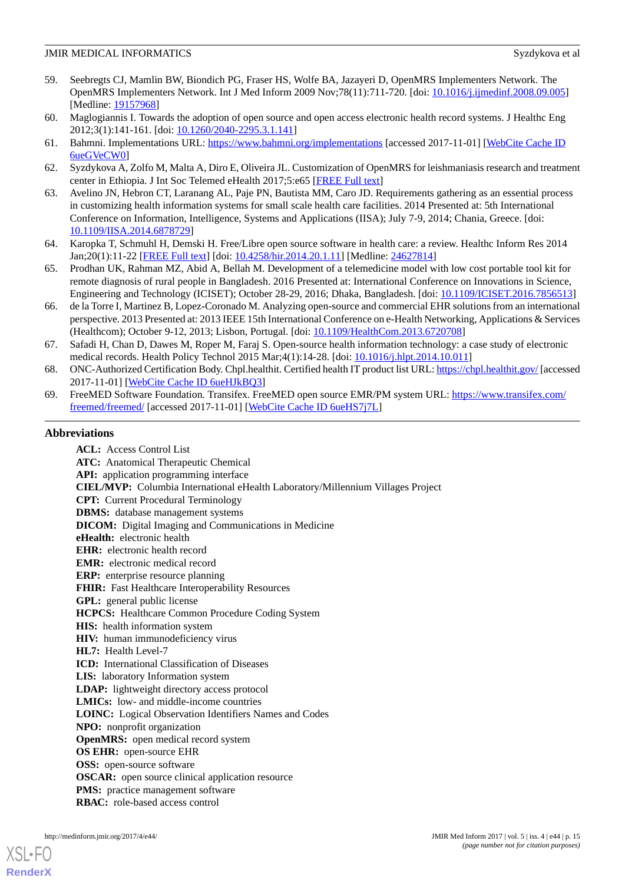59. Seebregts CJ, Mamlin BW, Biondich PG, Fraser HS, Wolfe BA, Jazayeri D, OpenMRS Implementers Network. The OpenMRS Implementers Network. Int J Med Inform 2009 Nov;78(11):711-720. [doi: 10.1016/j.ijmedinf.2008.09.005] [Medline: 19157968]
60. Maglogiannis I. Towards the adoption of open source and open access electronic health record systems. J Healthc Eng 2012;3(1):141-161. [doi: 10.1260/2040-2295.3.1.141]
61. Bahmni. Implementations URL: https://www.bahmni.org/implementations [accessed 2017-11-01] [WebCite Cache ID 6ueGVeCW0]
62. Syzdykova A, Zolfo M, Malta A, Diro E, Oliveira JL. Customization of OpenMRS for leishmaniasis research and treatment center in Ethiopia. J Int Soc Telemed eHealth 2017;5:e65 [FREE Full text]
63. Avelino JN, Hebron CT, Laranang AL, Paje PN, Bautista MM, Caro JD. Requirements gathering as an essential process in customizing health information systems for small scale health care facilities. 2014 Presented at: 5th International Conference on Information, Intelligence, Systems and Applications (IISA); July 7-9, 2014; Chania, Greece. [doi: 10.1109/IISA.2014.6878729]
64. Karopka T, Schmuhl H, Demski H. Free/Libre open source software in health care: a review. Healthc Inform Res 2014 Jan;20(1):11-22 [FREE Full text] [doi: 10.4258/hir.2014.20.1.11] [Medline: 24627814]
65. Prodhan UK, Rahman MZ, Abid A, Bellah M. Development of a telemedicine model with low cost portable tool kit for remote diagnosis of rural people in Bangladesh. 2016 Presented at: International Conference on Innovations in Science, Engineering and Technology (ICISET); October 28-29, 2016; Dhaka, Bangladesh. [doi: 10.1109/ICISET.2016.7856513]
66. de la Torre I, Martinez B, Lopez-Coronado M. Analyzing open-source and commercial EHR solutions from an international perspective. 2013 Presented at: 2013 IEEE 15th International Conference on e-Health Networking, Applications & Services (Healthcom); October 9-12, 2013; Lisbon, Portugal. [doi: 10.1109/HealthCom.2013.6720708]
67. Safadi H, Chan D, Dawes M, Roper M, Faraj S. Open-source health information technology: a case study of electronic medical records. Health Policy Technol 2015 Mar;4(1):14-28. [doi: 10.1016/j.hlpt.2014.10.011]
68. ONC-Authorized Certification Body. Chpl.healthit. Certified health IT product list URL: https://chpl.healthit.gov/ [accessed 2017-11-01] [WebCite Cache ID 6ueHJkBQ3]
69. FreeMED Software Foundation. Transifex. FreeMED open source EMR/PM system URL: https://www.transifex.com/freemed/freemed/ [accessed 2017-11-01] [WebCite Cache ID 6ueHS7j7L]

## Abbreviations

**ACL:** Access Control List
**ATC:** Anatomical Therapeutic Chemical
**API:** application programming interface
**CIEL/MVP:** Columbia International eHealth Laboratory/Millennium Villages Project
**CPT:** Current Procedural Terminology
**DBMS:** database management systems
**DICOM:** Digital Imaging and Communications in Medicine
**eHealth:** electronic health
**EHR:** electronic health record
**EMR:** electronic medical record
**ERP:** enterprise resource planning
**FHIR:** Fast Healthcare Interoperability Resources
**GPL:** general public license
**HCPCS:** Healthcare Common Procedure Coding System
**HIS:** health information system
**HIV:** human immunodeficiency virus
**HL7:** Health Level-7
**ICD:** International Classification of Diseases
**LIS:** laboratory Information system
**LDAP:** lightweight directory access protocol
**LMICs:** low- and middle-income countries
**LOINC:** Logical Observation Identifiers Names and Codes
**NPO:** nonprofit organization
**OpenMRS:** open medical record system
**OS EHR:** open-source EHR
**OSS:** open-source software
**OSCAR:** open source clinical application resource
**PMS:** practice management software
**RBAC:** role-based access control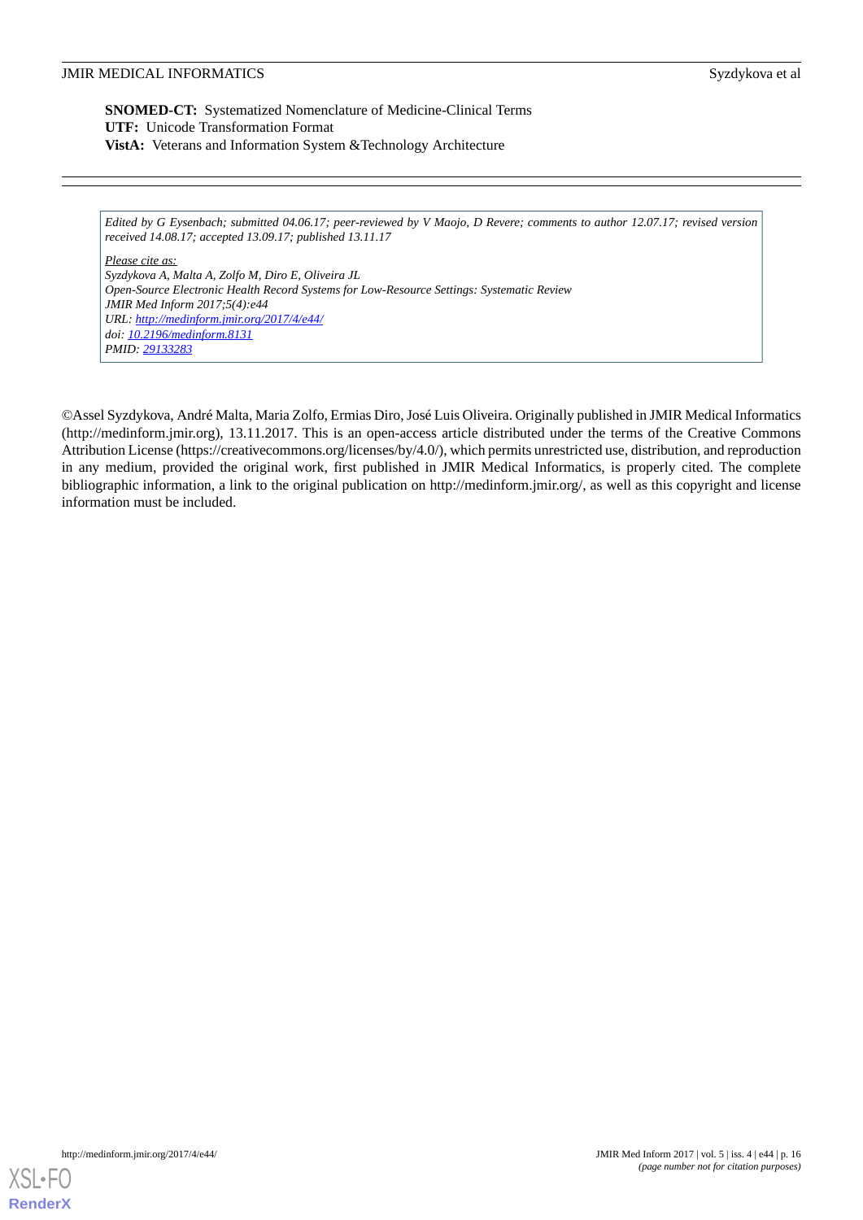**SNOMED-CT:** Systematized Nomenclature of Medicine-Clinical Terms
**UTF:** Unicode Transformation Format
**VistA:** Veterans and Information System &Technology Architecture

---

*Edited by G Eysenbach; submitted 04.06.17; peer-reviewed by V Maojo, D Revere; comments to author 12.07.17; revised version received 14.08.17; accepted 13.09.17; published 13.11.17*

*Please cite as:*
*Syzdykova A, Malta A, Zolfo M, Diro E, Oliveira JL*
*Open-Source Electronic Health Record Systems for Low-Resource Settings: Systematic Review*
*JMIR Med Inform 2017;5(4):e44*
*URL: http://medinform.jmir.org/2017/4/e44/*
*doi: 10.2196/medinform.8131*
*PMID: 29133283*

©Assel Syzdykova, André Malta, Maria Zolfo, Ermias Diro, José Luis Oliveira. Originally published in JMIR Medical Informatics (http://medinform.jmir.org), 13.11.2017. This is an open-access article distributed under the terms of the Creative Commons Attribution License (https://creativecommons.org/licenses/by/4.0/), which permits unrestricted use, distribution, and reproduction in any medium, provided the original work, first published in JMIR Medical Informatics, is properly cited. The complete bibliographic information, a link to the original publication on http://medinform.jmir.org/, as well as this copyright and license information must be included.